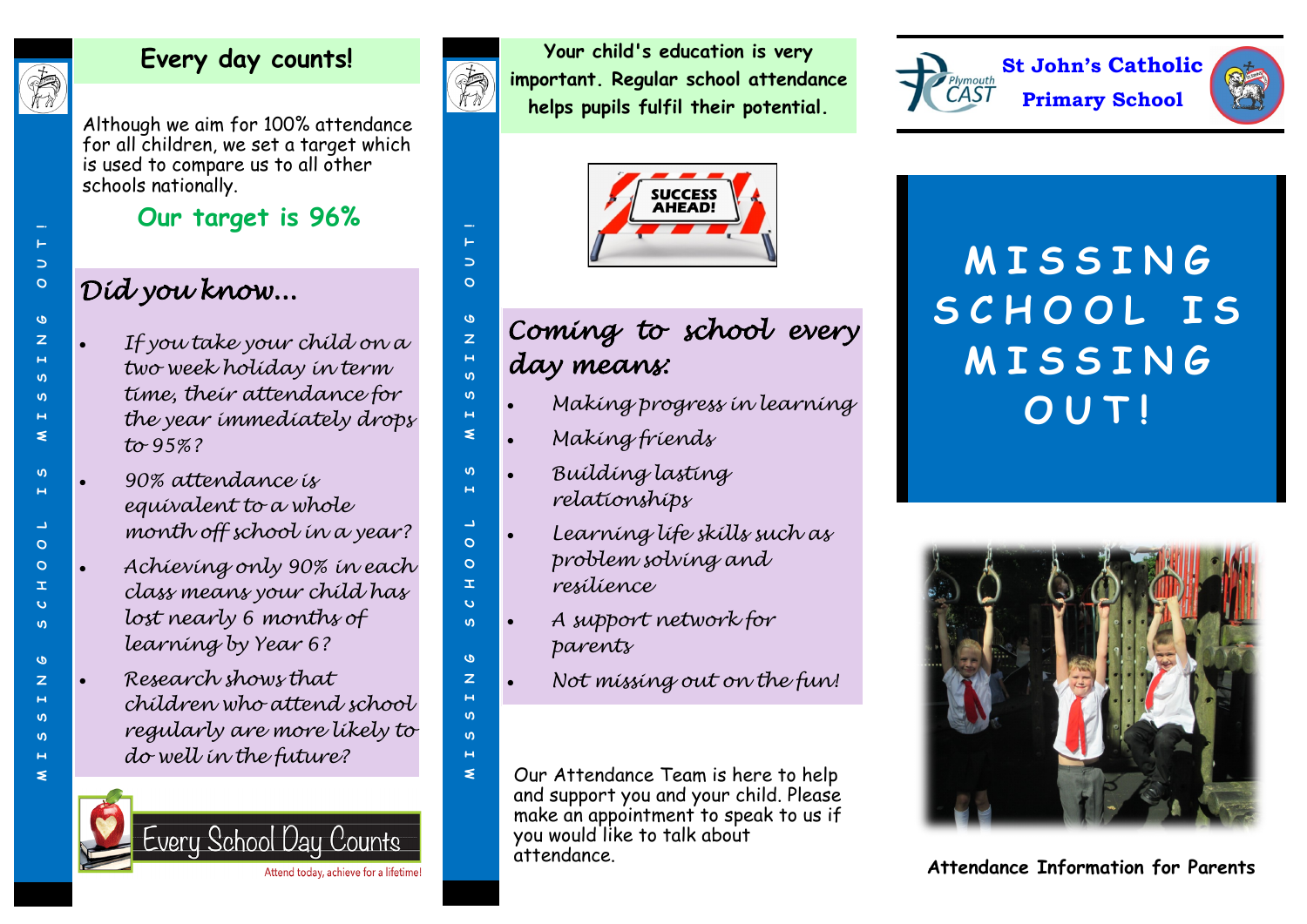## Every day counts!

Although we aim for 100% attendance for all children, we set a target which is used to compare us to all other schools nationally.

**Our target is 96%**

### *Did you know...*

- *If you take your child on a two week holiday in term time, their attendance for the year immediately drops to 95%?*
- *90% attendance is equivalent to a whole month off school in a year?*
- *Achieving only 90% in each class means your child has lost nearly 6 months of learning by Year 6?*
- *Research shows that children who attend school regularly are more likely to do well in the future?*

Every School Day Counts

Attend today, achieve for a lifetime!

MISSING SCHOOL IS MISSING OUT!

**Your child's education is very important. Regular school attendance helps pupils fulfil their potential.**

SUCCESS AHEAD!

### *Coming to school every day means:*

- *Making progress in learning*
- *Making friends*
- *Building lasting relationships*
- *Learning life skills such as problem solving and resilience*
- *A support network for parents*
- *Not missing out on the fun!*

Our Attendance Team is here to help and support you and your child. Please make an appointment to speak to us if you would like to talk about attendance.

MISSING SCHOOL IS MISSING OUT!

Plymouth CAST

**St John's Catholic Primary School**

# MISSING SCHOOL IS MISSING OUT!

**Attendance Information for Parents**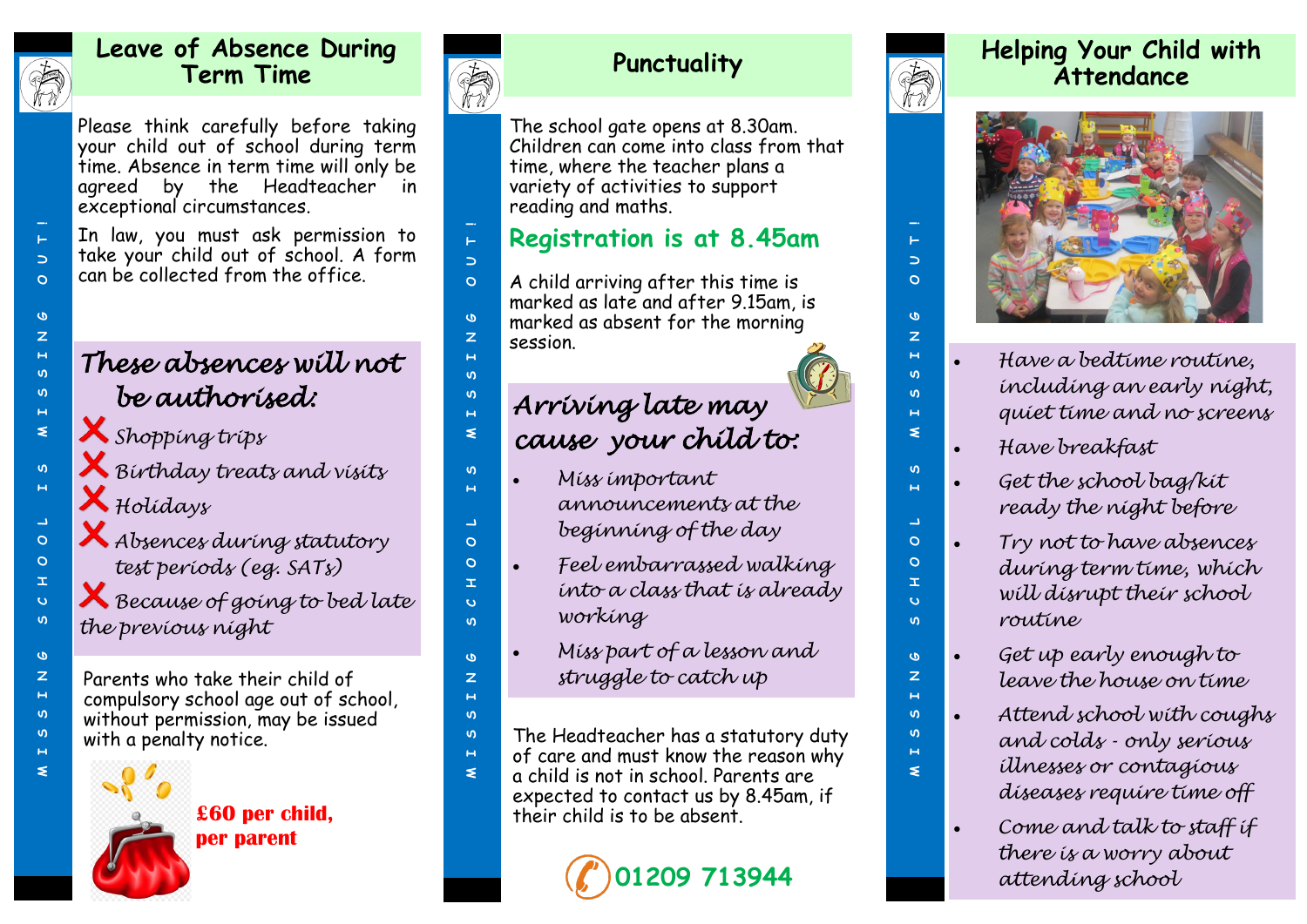## Leave of Absence During Term Time

Please think carefully before taking your child out of school during term time. Absence in term time will only be agreed by the Headteacher in exceptional circumstances.

In law, you must ask permission to take your child out of school. A form can be collected from the office.

### *These absences will not be authorised:*

- ✗ *Shopping trips*
- ✗ *Birthday treats and visits*
- ✗ *Holidays*
- ✗ *Absences during statutory test periods (eg. SATs)*
- ✗ *Because of going to bed late the previous night*

Parents who take their child of compulsory school age out of school, without permission, may be issued with a penalty notice.

**£60 per child, per parent**

MISSING SCHOOL IS MISSING OUT!

## Punctuality

The school gate opens at 8.30am. Children can come into class from that time, where the teacher plans a variety of activities to support reading and maths.

**Registration is at 8.45am**

A child arriving after this time is marked as late and after 9.15am, is marked as absent for the morning session.

### *Arriving late may cause your child to:*

- *Miss important announcements at the beginning of the day*
- *Feel embarrassed walking into a class that is already working*
- *Miss part of a lesson and struggle to catch up*

The Headteacher has a statutory duty of care and must know the reason why a child is not in school. Parents are expected to contact us by 8.45am, if their child is to be absent.

**01209 713944**

MISSING SCHOOL IS MISSING OUT!

## Helping Your Child with Attendance

- *Have a bedtime routine, including an early night, quiet time and no screens*
- *Have breakfast*
- *Get the school bag/kit ready the night before*
- *Try not to have absences during term time, which will disrupt their school routine*
- *Get up early enough to leave the house on time*
- *Attend school with coughs and colds - only serious illnesses or contagious diseases require time off*
- *Come and talk to staff if there is a worry about attending school*

MISSING SCHOOL IS MISSING OUT!